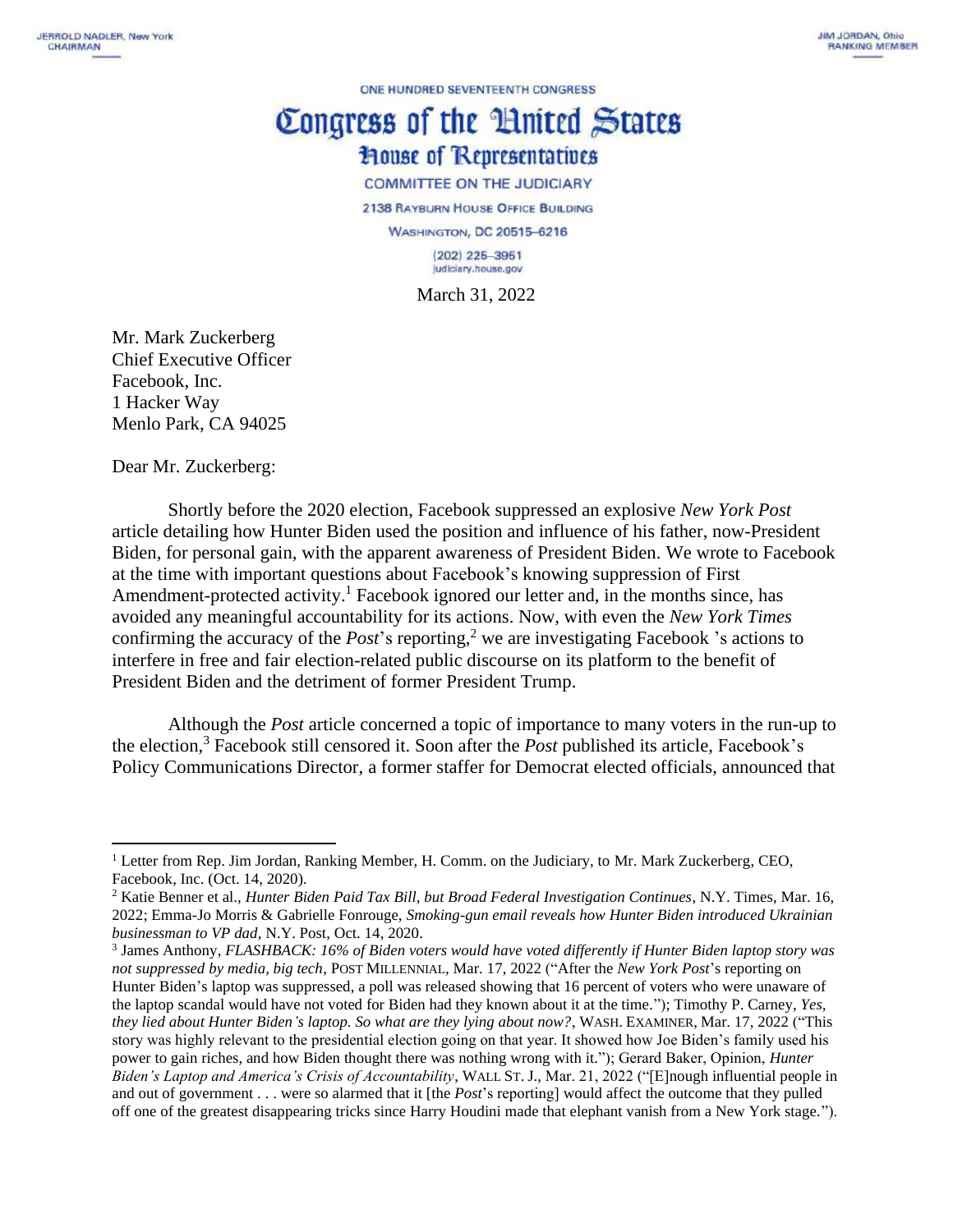JERROLD NADLER, New York
CHAIRMAN

JIM JORDAN, Ohio
RANKING MEMBER

ONE HUNDRED SEVENTEENTH CONGRESS

# Congress of the United States
## House of Representatives

COMMITTEE ON THE JUDICIARY

2138 RAYBURN HOUSE OFFICE BUILDING

WASHINGTON, DC 20515–6216

(202) 225–3951
judiciary.house.gov

March 31, 2022

Mr. Mark Zuckerberg
Chief Executive Officer
Facebook, Inc.
1 Hacker Way
Menlo Park, CA 94025

Dear Mr. Zuckerberg:

Shortly before the 2020 election, Facebook suppressed an explosive *New York Post* article detailing how Hunter Biden used the position and influence of his father, now-President Biden, for personal gain, with the apparent awareness of President Biden. We wrote to Facebook at the time with important questions about Facebook's knowing suppression of First Amendment-protected activity.[1] Facebook ignored our letter and, in the months since, has avoided any meaningful accountability for its actions. Now, with even the *New York Times* confirming the accuracy of the *Post*'s reporting,[2] we are investigating Facebook 's actions to interfere in free and fair election-related public discourse on its platform to the benefit of President Biden and the detriment of former President Trump.

Although the *Post* article concerned a topic of importance to many voters in the run-up to the election,[3] Facebook still censored it. Soon after the *Post* published its article, Facebook's Policy Communications Director, a former staffer for Democrat elected officials, announced that

---

[1] Letter from Rep. Jim Jordan, Ranking Member, H. Comm. on the Judiciary, to Mr. Mark Zuckerberg, CEO, Facebook, Inc. (Oct. 14, 2020).

[2] Katie Benner et al., *Hunter Biden Paid Tax Bill, but Broad Federal Investigation Continues*, N.Y. Times, Mar. 16, 2022; Emma-Jo Morris & Gabrielle Fonrouge, *Smoking-gun email reveals how Hunter Biden introduced Ukrainian businessman to VP dad*, N.Y. Post, Oct. 14, 2020.

[3] James Anthony, *FLASHBACK: 16% of Biden voters would have voted differently if Hunter Biden laptop story was not suppressed by media, big tech*, POST MILLENNIAL, Mar. 17, 2022 ("After the *New York Post*'s reporting on Hunter Biden's laptop was suppressed, a poll was released showing that 16 percent of voters who were unaware of the laptop scandal would have not voted for Biden had they known about it at the time."); Timothy P. Carney, *Yes, they lied about Hunter Biden's laptop. So what are they lying about now?*, WASH. EXAMINER, Mar. 17, 2022 ("This story was highly relevant to the presidential election going on that year. It showed how Joe Biden's family used his power to gain riches, and how Biden thought there was nothing wrong with it."); Gerard Baker, Opinion, *Hunter Biden's Laptop and America's Crisis of Accountability*, WALL ST. J., Mar. 21, 2022 ("[E]nough influential people in and out of government . . . were so alarmed that it [the *Post*'s reporting] would affect the outcome that they pulled off one of the greatest disappearing tricks since Harry Houdini made that elephant vanish from a New York stage.").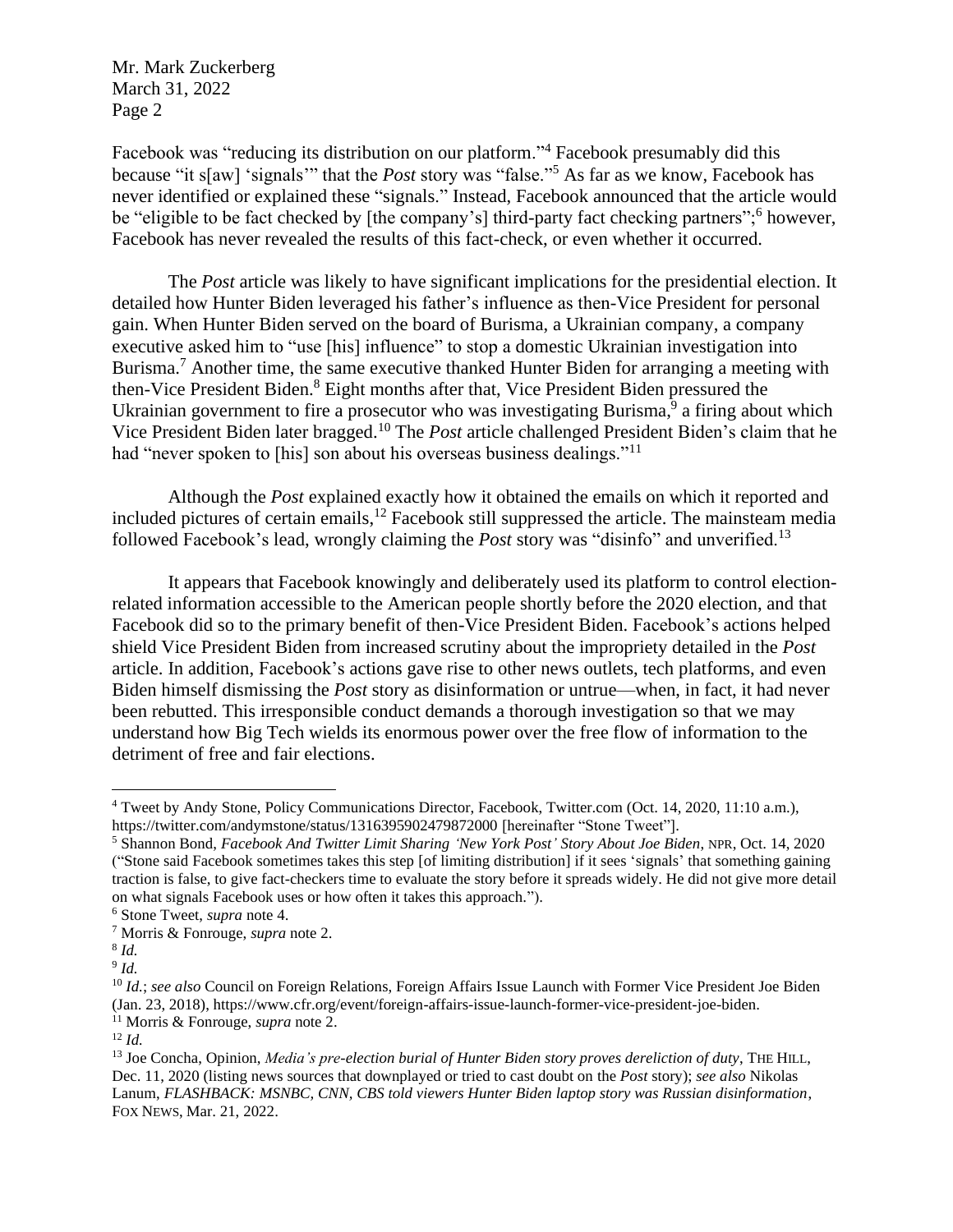Facebook was "reducing its distribution on our platform."[4] Facebook presumably did this because "it s[aw] 'signals'" that the *Post* story was "false."[5] As far as we know, Facebook has never identified or explained these "signals." Instead, Facebook announced that the article would be "eligible to be fact checked by [the company's] third-party fact checking partners";[6] however, Facebook has never revealed the results of this fact-check, or even whether it occurred.

The *Post* article was likely to have significant implications for the presidential election. It detailed how Hunter Biden leveraged his father's influence as then-Vice President for personal gain. When Hunter Biden served on the board of Burisma, a Ukrainian company, a company executive asked him to "use [his] influence" to stop a domestic Ukrainian investigation into Burisma.[7] Another time, the same executive thanked Hunter Biden for arranging a meeting with then-Vice President Biden.[8] Eight months after that, Vice President Biden pressured the Ukrainian government to fire a prosecutor who was investigating Burisma,[9] a firing about which Vice President Biden later bragged.[10] The *Post* article challenged President Biden's claim that he had "never spoken to [his] son about his overseas business dealings."[11]

Although the *Post* explained exactly how it obtained the emails on which it reported and included pictures of certain emails,[12] Facebook still suppressed the article. The mainsteam media followed Facebook's lead, wrongly claiming the *Post* story was "disinfo" and unverified.[13]

It appears that Facebook knowingly and deliberately used its platform to control election-related information accessible to the American people shortly before the 2020 election, and that Facebook did so to the primary benefit of then-Vice President Biden. Facebook's actions helped shield Vice President Biden from increased scrutiny about the impropriety detailed in the *Post* article. In addition, Facebook's actions gave rise to other news outlets, tech platforms, and even Biden himself dismissing the *Post* story as disinformation or untrue—when, in fact, it had never been rebutted. This irresponsible conduct demands a thorough investigation so that we may understand how Big Tech wields its enormous power over the free flow of information to the detriment of free and fair elections.

---

[4] Tweet by Andy Stone, Policy Communications Director, Facebook, Twitter.com (Oct. 14, 2020, 11:10 a.m.), https://twitter.com/andymstone/status/1316395902479872000 [hereinafter "Stone Tweet"].

[5] Shannon Bond, *Facebook And Twitter Limit Sharing 'New York Post' Story About Joe Biden*, NPR, Oct. 14, 2020 ("Stone said Facebook sometimes takes this step [of limiting distribution] if it sees 'signals' that something gaining traction is false, to give fact-checkers time to evaluate the story before it spreads widely. He did not give more detail on what signals Facebook uses or how often it takes this approach.").

[6] Stone Tweet, *supra* note 4.

[7] Morris & Fonrouge, *supra* note 2.

[8] *Id.*

[9] *Id.*

[10] *Id.*; *see also* Council on Foreign Relations, Foreign Affairs Issue Launch with Former Vice President Joe Biden (Jan. 23, 2018), https://www.cfr.org/event/foreign-affairs-issue-launch-former-vice-president-joe-biden.

[11] Morris & Fonrouge, *supra* note 2.

[12] *Id.*

[13] Joe Concha, Opinion, *Media's pre-election burial of Hunter Biden story proves dereliction of duty*, THE HILL, Dec. 11, 2020 (listing news sources that downplayed or tried to cast doubt on the *Post* story); *see also* Nikolas Lanum, *FLASHBACK: MSNBC, CNN, CBS told viewers Hunter Biden laptop story was Russian disinformation*, FOX NEWS, Mar. 21, 2022.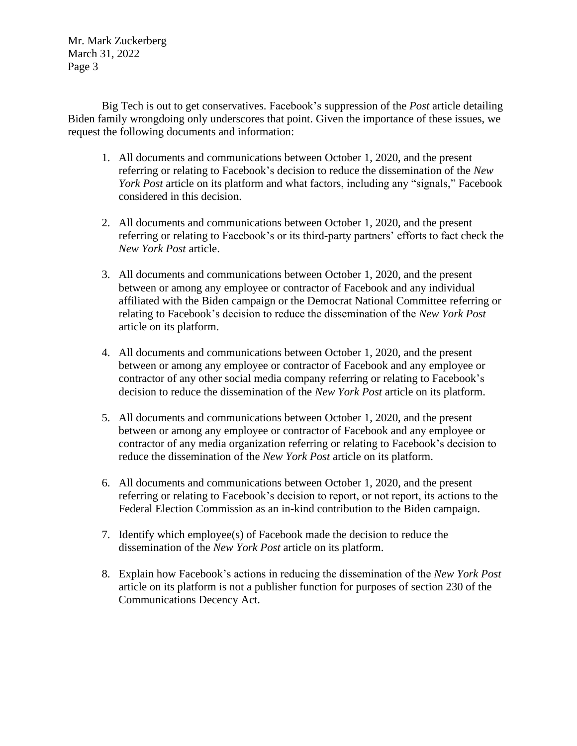Big Tech is out to get conservatives. Facebook's suppression of the *Post* article detailing Biden family wrongdoing only underscores that point. Given the importance of these issues, we request the following documents and information:

1. All documents and communications between October 1, 2020, and the present referring or relating to Facebook's decision to reduce the dissemination of the *New York Post* article on its platform and what factors, including any "signals," Facebook considered in this decision.

2. All documents and communications between October 1, 2020, and the present referring or relating to Facebook's or its third-party partners' efforts to fact check the *New York Post* article.

3. All documents and communications between October 1, 2020, and the present between or among any employee or contractor of Facebook and any individual affiliated with the Biden campaign or the Democrat National Committee referring or relating to Facebook's decision to reduce the dissemination of the *New York Post* article on its platform.

4. All documents and communications between October 1, 2020, and the present between or among any employee or contractor of Facebook and any employee or contractor of any other social media company referring or relating to Facebook's decision to reduce the dissemination of the *New York Post* article on its platform.

5. All documents and communications between October 1, 2020, and the present between or among any employee or contractor of Facebook and any employee or contractor of any media organization referring or relating to Facebook's decision to reduce the dissemination of the *New York Post* article on its platform.

6. All documents and communications between October 1, 2020, and the present referring or relating to Facebook's decision to report, or not report, its actions to the Federal Election Commission as an in-kind contribution to the Biden campaign.

7. Identify which employee(s) of Facebook made the decision to reduce the dissemination of the *New York Post* article on its platform.

8. Explain how Facebook's actions in reducing the dissemination of the *New York Post* article on its platform is not a publisher function for purposes of section 230 of the Communications Decency Act.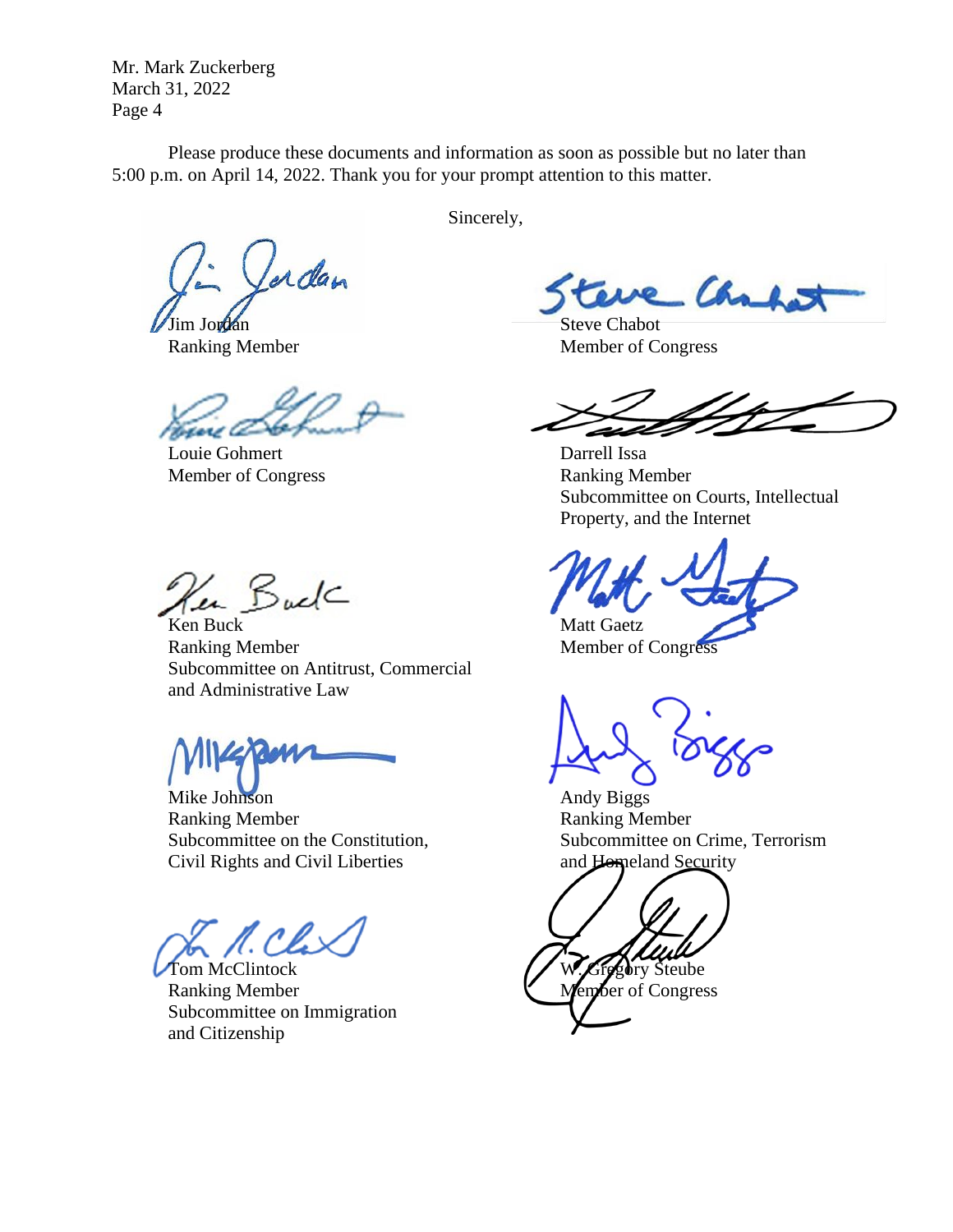Mr. Mark Zuckerberg
March 31, 2022

Please produce these documents and information as soon as possible but no later than 5:00 p.m. on April 14, 2022. Thank you for your prompt attention to this matter.

Sincerely,

Jim Jordan
Ranking Member

Steve Chabot
Member of Congress

Louie Gohmert
Member of Congress

Darrell Issa
Ranking Member
Subcommittee on Courts, Intellectual Property, and the Internet

Ken Buck
Ranking Member
Subcommittee on Antitrust, Commercial and Administrative Law

Matt Gaetz
Member of Congress

Mike Johnson
Ranking Member
Subcommittee on the Constitution, Civil Rights and Civil Liberties

Andy Biggs
Ranking Member
Subcommittee on Crime, Terrorism and Homeland Security

Tom McClintock
Ranking Member
Subcommittee on Immigration and Citizenship

W. Gregory Steube
Member of Congress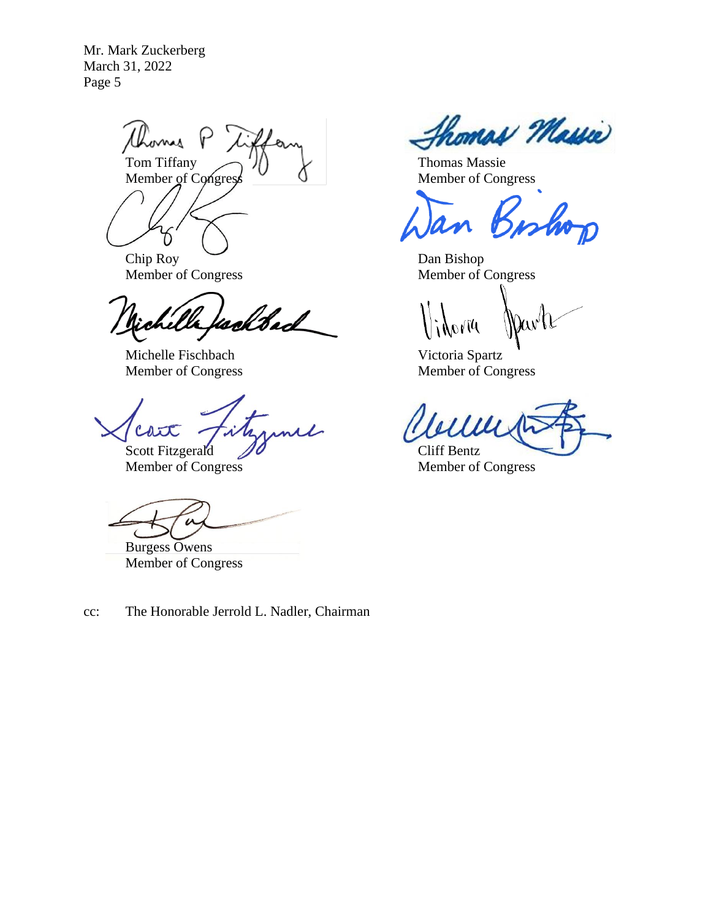Tom Tiffany
Member of Congress

Thomas Massie
Member of Congress

Chip Roy
Member of Congress

Dan Bishop
Member of Congress

Michelle Fischbach
Member of Congress

Victoria Spartz
Member of Congress

Scott Fitzgerald
Member of Congress

Cliff Bentz
Member of Congress

Burgess Owens
Member of Congress

cc: The Honorable Jerrold L. Nadler, Chairman